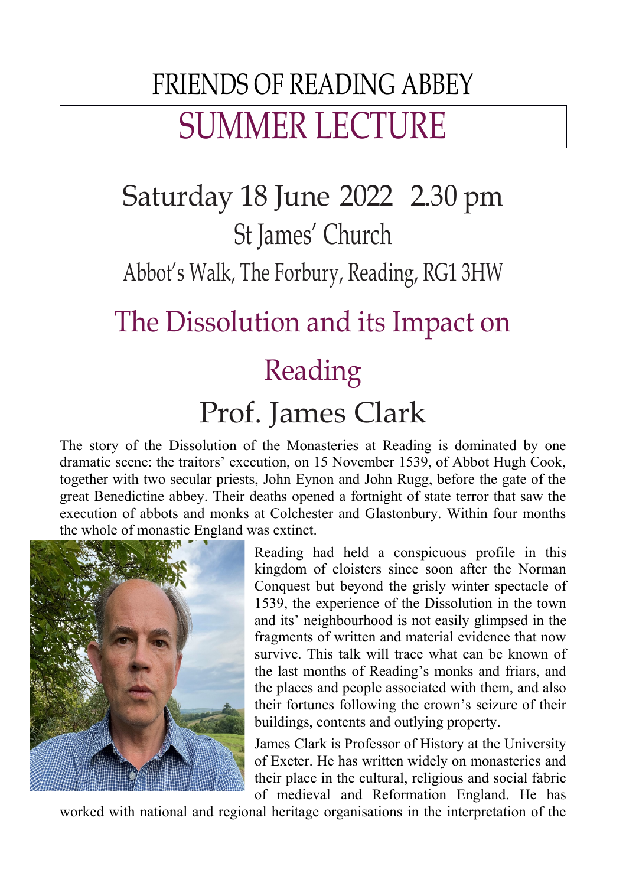# FRIENDS OF READING ABBEY

## SUMMER LECTURE

## Saturday 18 June 2022 2.30 pm

### St James' Church

### Abbot's Walk, The Forbury, Reading, RG1 3HW

## The Dissolution and its Impact on Reading

## Prof. James Clark

The story of the Dissolution of the Monasteries at Reading is dominated by one dramatic scene: the traitors' execution, on 15 November 1539, of Abbot Hugh Cook, together with two secular priests, John Eynon and John Rugg, before the gate of the great Benedictine abbey. Their deaths opened a fortnight of state terror that saw the execution of abbots and monks at Colchester and Glastonbury. Within four months the whole of monastic England was extinct.

Reading had held a conspicuous profile in this kingdom of cloisters since soon after the Norman Conquest but beyond the grisly winter spectacle of 1539, the experience of the Dissolution in the town and its' neighbourhood is not easily glimpsed in the fragments of written and material evidence that now survive. This talk will trace what can be known of the last months of Reading's monks and friars, and the places and people associated with them, and also their fortunes following the crown's seizure of their buildings, contents and outlying property.

James Clark is Professor of History at the University of Exeter. He has written widely on monasteries and their place in the cultural, religious and social fabric of medieval and Reformation England. He has worked with national and regional heritage organisations in the interpretation of the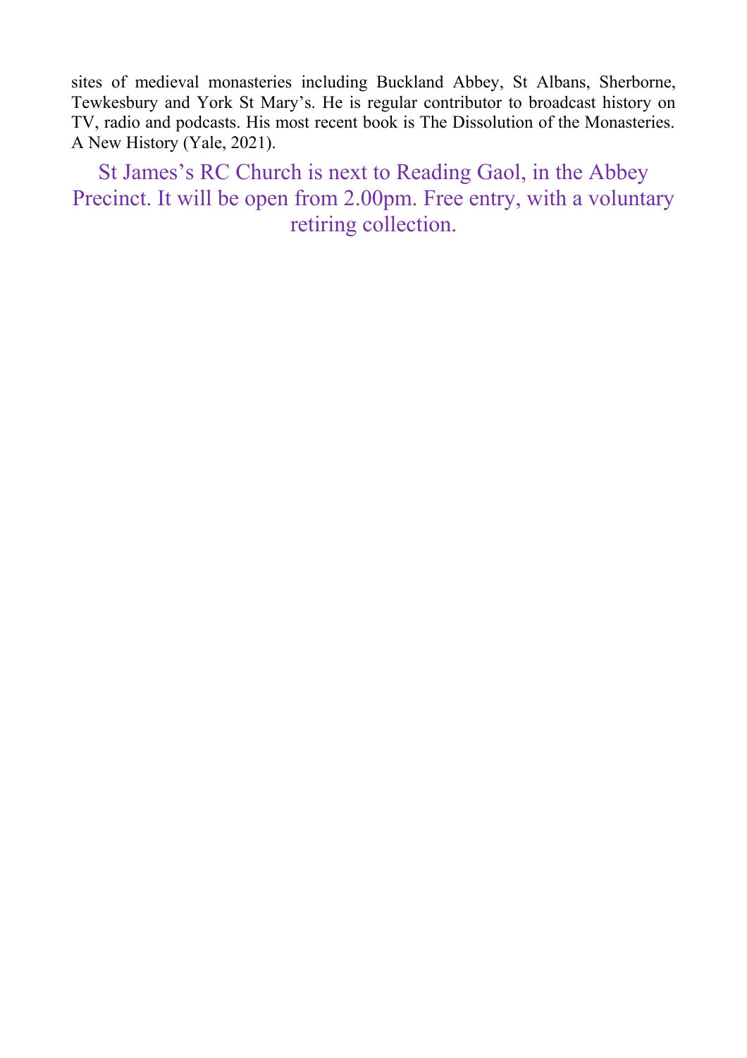sites of medieval monasteries including Buckland Abbey, St Albans, Sherborne, Tewkesbury and York St Mary's. He is regular contributor to broadcast history on TV, radio and podcasts. His most recent book is The Dissolution of the Monasteries. A New History (Yale, 2021).

St James's RC Church is next to Reading Gaol, in the Abbey Precinct. It will be open from 2.00pm. Free entry, with a voluntary retiring collection.